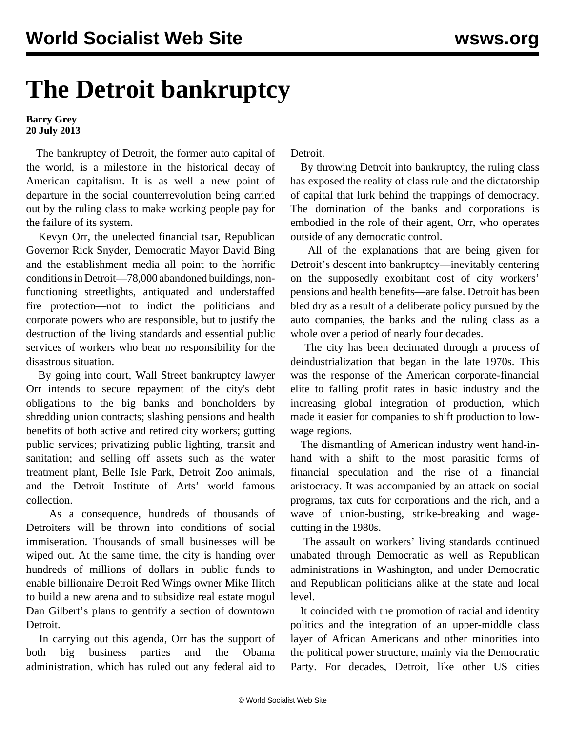# The Detroit bankruptcy

**Barry Grey**
**20 July 2013**

The bankruptcy of Detroit, the former auto capital of the world, is a milestone in the historical decay of American capitalism. It is as well a new point of departure in the social counterrevolution being carried out by the ruling class to make working people pay for the failure of its system.

Kevyn Orr, the unelected financial tsar, Republican Governor Rick Snyder, Democratic Mayor David Bing and the establishment media all point to the horrific conditions in Detroit—78,000 abandoned buildings, non-functioning streetlights, antiquated and understaffed fire protection—not to indict the politicians and corporate powers who are responsible, but to justify the destruction of the living standards and essential public services of workers who bear no responsibility for the disastrous situation.

By going into court, Wall Street bankruptcy lawyer Orr intends to secure repayment of the city's debt obligations to the big banks and bondholders by shredding union contracts; slashing pensions and health benefits of both active and retired city workers; gutting public services; privatizing public lighting, transit and sanitation; and selling off assets such as the water treatment plant, Belle Isle Park, Detroit Zoo animals, and the Detroit Institute of Arts' world famous collection.

As a consequence, hundreds of thousands of Detroiters will be thrown into conditions of social immiseration. Thousands of small businesses will be wiped out. At the same time, the city is handing over hundreds of millions of dollars in public funds to enable billionaire Detroit Red Wings owner Mike Ilitch to build a new arena and to subsidize real estate mogul Dan Gilbert's plans to gentrify a section of downtown Detroit.

In carrying out this agenda, Orr has the support of both big business parties and the Obama administration, which has ruled out any federal aid to Detroit.

By throwing Detroit into bankruptcy, the ruling class has exposed the reality of class rule and the dictatorship of capital that lurk behind the trappings of democracy. The domination of the banks and corporations is embodied in the role of their agent, Orr, who operates outside of any democratic control.

All of the explanations that are being given for Detroit's descent into bankruptcy—inevitably centering on the supposedly exorbitant cost of city workers' pensions and health benefits—are false. Detroit has been bled dry as a result of a deliberate policy pursued by the auto companies, the banks and the ruling class as a whole over a period of nearly four decades.

The city has been decimated through a process of deindustrialization that began in the late 1970s. This was the response of the American corporate-financial elite to falling profit rates in basic industry and the increasing global integration of production, which made it easier for companies to shift production to low-wage regions.

The dismantling of American industry went hand-in-hand with a shift to the most parasitic forms of financial speculation and the rise of a financial aristocracy. It was accompanied by an attack on social programs, tax cuts for corporations and the rich, and a wave of union-busting, strike-breaking and wage-cutting in the 1980s.

The assault on workers' living standards continued unabated through Democratic as well as Republican administrations in Washington, and under Democratic and Republican politicians alike at the state and local level.

It coincided with the promotion of racial and identity politics and the integration of an upper-middle class layer of African Americans and other minorities into the political power structure, mainly via the Democratic Party. For decades, Detroit, like other US cities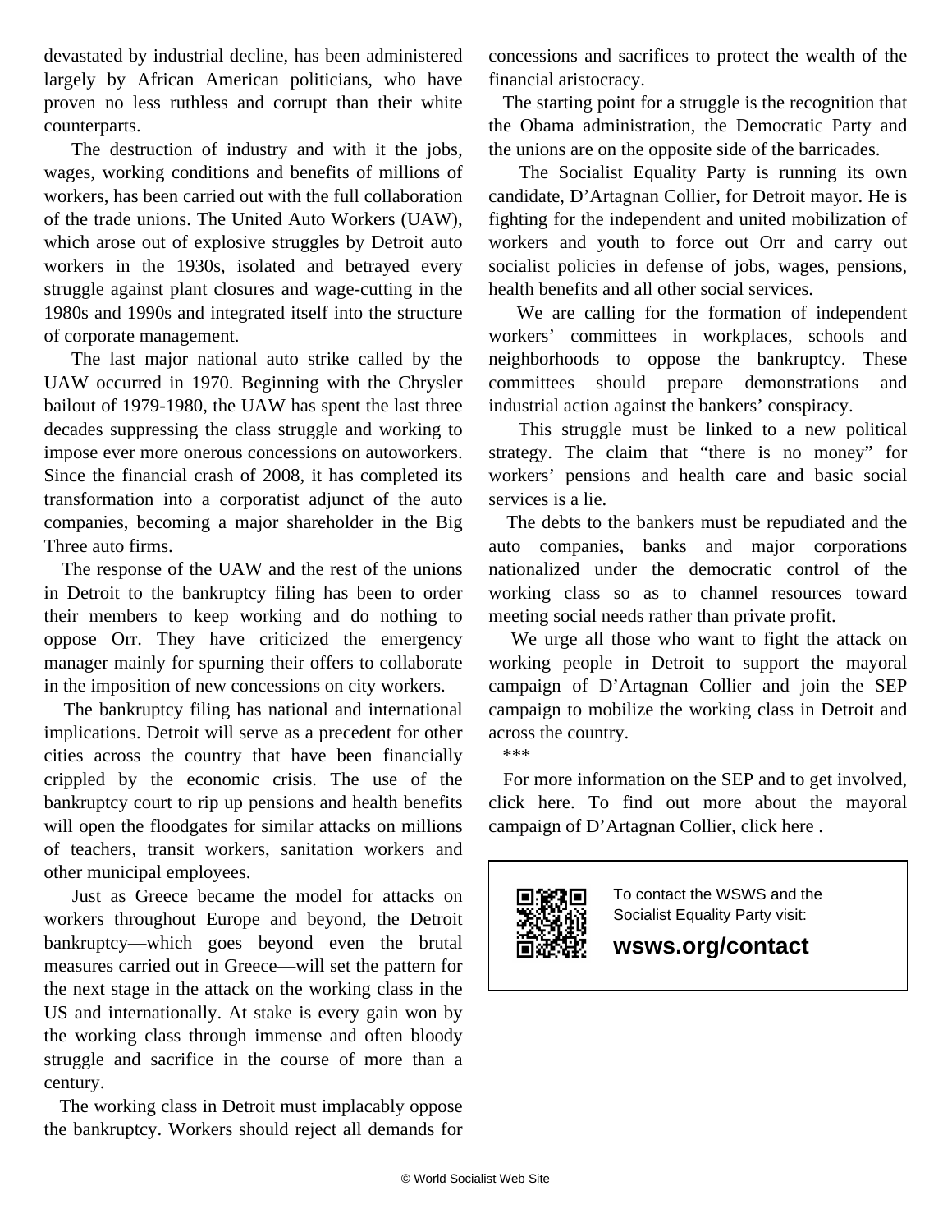devastated by industrial decline, has been administered largely by African American politicians, who have proven no less ruthless and corrupt than their white counterparts.

The destruction of industry and with it the jobs, wages, working conditions and benefits of millions of workers, has been carried out with the full collaboration of the trade unions. The United Auto Workers (UAW), which arose out of explosive struggles by Detroit auto workers in the 1930s, isolated and betrayed every struggle against plant closures and wage-cutting in the 1980s and 1990s and integrated itself into the structure of corporate management.

The last major national auto strike called by the UAW occurred in 1970. Beginning with the Chrysler bailout of 1979-1980, the UAW has spent the last three decades suppressing the class struggle and working to impose ever more onerous concessions on autoworkers. Since the financial crash of 2008, it has completed its transformation into a corporatist adjunct of the auto companies, becoming a major shareholder in the Big Three auto firms.

The response of the UAW and the rest of the unions in Detroit to the bankruptcy filing has been to order their members to keep working and do nothing to oppose Orr. They have criticized the emergency manager mainly for spurning their offers to collaborate in the imposition of new concessions on city workers.

The bankruptcy filing has national and international implications. Detroit will serve as a precedent for other cities across the country that have been financially crippled by the economic crisis. The use of the bankruptcy court to rip up pensions and health benefits will open the floodgates for similar attacks on millions of teachers, transit workers, sanitation workers and other municipal employees.

Just as Greece became the model for attacks on workers throughout Europe and beyond, the Detroit bankruptcy—which goes beyond even the brutal measures carried out in Greece—will set the pattern for the next stage in the attack on the working class in the US and internationally. At stake is every gain won by the working class through immense and often bloody struggle and sacrifice in the course of more than a century.

The working class in Detroit must implacably oppose the bankruptcy. Workers should reject all demands for concessions and sacrifices to protect the wealth of the financial aristocracy.

The starting point for a struggle is the recognition that the Obama administration, the Democratic Party and the unions are on the opposite side of the barricades.

The Socialist Equality Party is running its own candidate, D'Artagnan Collier, for Detroit mayor. He is fighting for the independent and united mobilization of workers and youth to force out Orr and carry out socialist policies in defense of jobs, wages, pensions, health benefits and all other social services.

We are calling for the formation of independent workers' committees in workplaces, schools and neighborhoods to oppose the bankruptcy. These committees should prepare demonstrations and industrial action against the bankers' conspiracy.

This struggle must be linked to a new political strategy. The claim that "there is no money" for workers' pensions and health care and basic social services is a lie.

The debts to the bankers must be repudiated and the auto companies, banks and major corporations nationalized under the democratic control of the working class so as to channel resources toward meeting social needs rather than private profit.

We urge all those who want to fight the attack on working people in Detroit to support the mayoral campaign of D'Artagnan Collier and join the SEP campaign to mobilize the working class in Detroit and across the country.

***

For more information on the SEP and to get involved, click here. To find out more about the mayoral campaign of D'Artagnan Collier, click here .

To contact the WSWS and the Socialist Equality Party visit:

**wsws.org/contact**